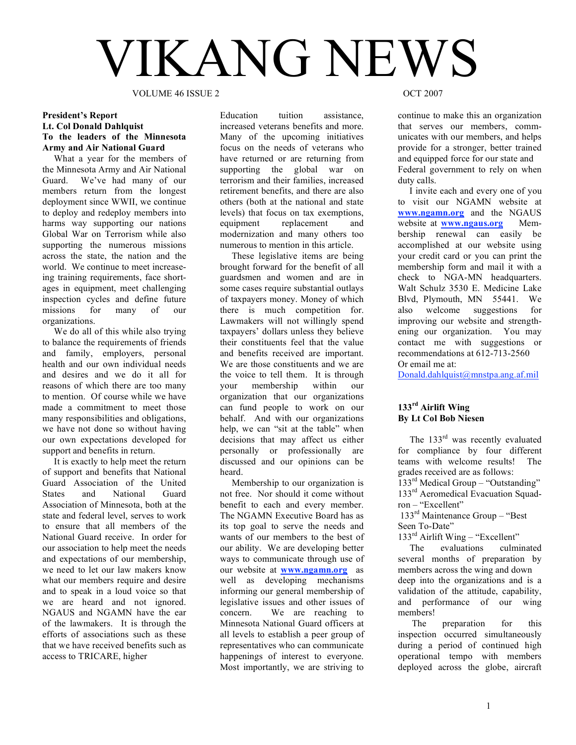# VIKANG NEWS

VOLUME 46 ISSUE 2 OCT 2007

## President's Report

**Lt. Col Donald Dahlquist**

**To the leaders of the Minnesota Army and Air National Guard**

What a year for the members of the Minnesota Army and Air National Guard. We've had many of our members return from the longest deployment since WWII, we continue to deploy and redeploy members into harms way supporting our nations Global War on Terrorism while also supporting the numerous missions across the state, the nation and the world. We continue to meet increasing training requirements, face shortages in equipment, meet challenging inspection cycles and define future missions for many of our organizations.

We do all of this while also trying to balance the requirements of friends and family, employers, personal health and our own individual needs and desires and we do it all for reasons of which there are too many to mention. Of course while we have made a commitment to meet those many responsibilities and obligations, we have not done so without having our own expectations developed for support and benefits in return.

It is exactly to help meet the return of support and benefits that National Guard Association of the United States and National Guard Association of Minnesota, both at the state and federal level, serves to work to ensure that all members of the National Guard receive. In order for our association to help meet the needs and expectations of our membership, we need to let our law makers know what our members require and desire and to speak in a loud voice so that we are heard and not ignored. NGAUS and NGAMN have the ear of the lawmakers. It is through the efforts of associations such as these that we have received benefits such as access to TRICARE, higher Education tuition assistance, increased veterans benefits and more. Many of the upcoming initiatives focus on the needs of veterans who have returned or are returning from supporting the global war on terrorism and their families, increased retirement benefits, and there are also others (both at the national and state levels) that focus on tax exemptions, equipment replacement and modernization and many others too numerous to mention in this article.

These legislative items are being brought forward for the benefit of all guardsmen and women and are in some cases require substantial outlays of taxpayers money. Money of which there is much competition for. Lawmakers will not willingly spend taxpayers' dollars unless they believe their constituents feel that the value and benefits received are important. We are those constituents and we are the voice to tell them. It is through your membership within our organization that our organizations can fund people to work on our behalf. And with our organizations help, we can "sit at the table" when decisions that may affect us either personally or professionally are discussed and our opinions can be heard.

Membership to our organization is not free. Nor should it come without benefit to each and every member. The NGAMN Executive Board has as its top goal to serve the needs and wants of our members to the best of our ability. We are developing better ways to communicate through use of our website at **www.ngamn.org** as well as developing mechanisms informing our general membership of legislative issues and other issues of concern. We are reaching to Minnesota National Guard officers at all levels to establish a peer group of representatives who can communicate happenings of interest to everyone. Most importantly, we are striving to continue to make this an organization that serves our members, communicates with our members, and helps provide for a stronger, better trained and equipped force for our state and Federal government to rely on when duty calls.

I invite each and every one of you to visit our NGAMN website at **www.ngamn.org** and the NGAUS website at **www.ngaus.org** Membership renewal can easily be accomplished at our website using your credit card or you can print the membership form and mail it with a check to NGA-MN headquarters. Walt Schulz 3530 E. Medicine Lake Blvd, Plymouth, MN 55441. We also welcome suggestions for improving our website and strengthening our organization. You may contact me with suggestions or recommendations at 612-713-2560
Or email me at:
Donald.dahlquist@mnstpa.ang.af.mil

## 133rd Airlift Wing

**By Lt Col Bob Niesen**

The 133rd was recently evaluated for compliance by four different teams with welcome results! The grades received are as follows:
133rd Medical Group – "Outstanding"
133rd Aeromedical Evacuation Squadron – "Excellent"
133rd Maintenance Group – "Best Seen To-Date"
133rd Airlift Wing – "Excellent"

The evaluations culminated several months of preparation by members across the wing and down deep into the organizations and is a validation of the attitude, capability, and performance of our wing members!

The preparation for this inspection occurred simultaneously during a period of continued high operational tempo with members deployed across the globe, aircraft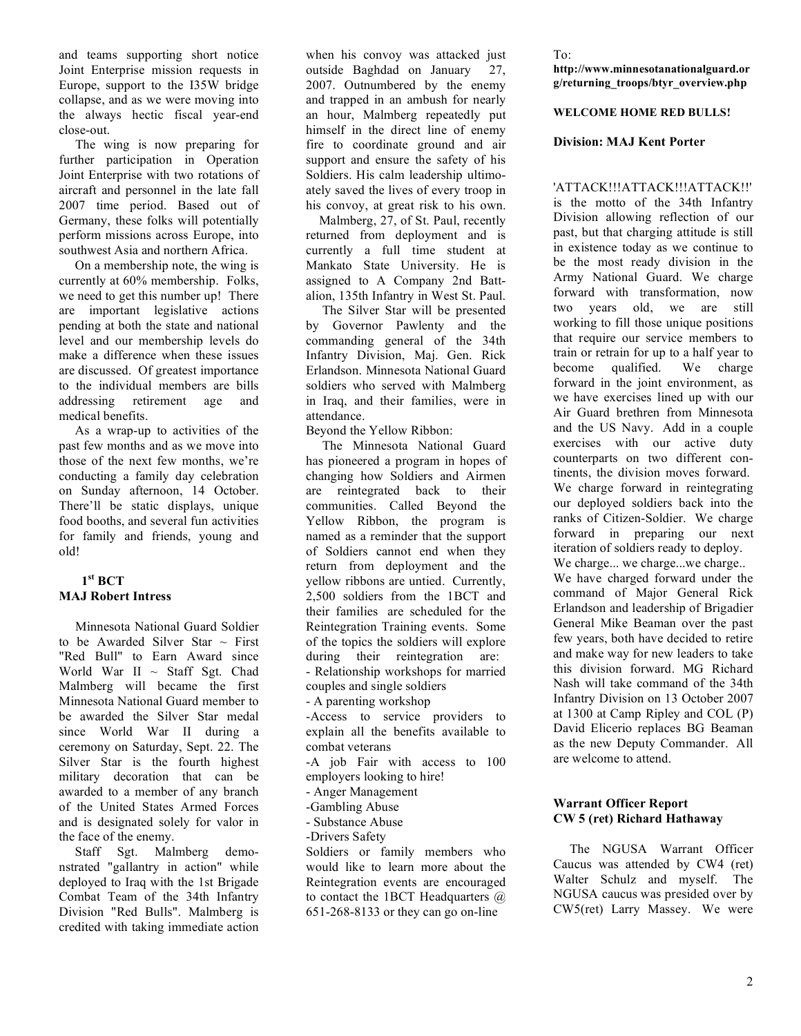and teams supporting short notice Joint Enterprise mission requests in Europe, support to the I35W bridge collapse, and as we were moving into the always hectic fiscal year-end close-out.

The wing is now preparing for further participation in Operation Joint Enterprise with two rotations of aircraft and personnel in the late fall 2007 time period. Based out of Germany, these folks will potentially perform missions across Europe, into southwest Asia and northern Africa.

On a membership note, the wing is currently at 60% membership. Folks, we need to get this number up! There are important legislative actions pending at both the state and national level and our membership levels do make a difference when these issues are discussed. Of greatest importance to the individual members are bills addressing retirement age and medical benefits.

As a wrap-up to activities of the past few months and as we move into those of the next few months, we're conducting a family day celebration on Sunday afternoon, 14 October. There'll be static displays, unique food booths, and several fun activities for family and friends, young and old!

### 1st BCT
### MAJ Robert Intress

Minnesota National Guard Soldier to be Awarded Silver Star ~ First "Red Bull" to Earn Award since World War II ~ Staff Sgt. Chad Malmberg will became the first Minnesota National Guard member to be awarded the Silver Star medal since World War II during a ceremony on Saturday, Sept. 22. The Silver Star is the fourth highest military decoration that can be awarded to a member of any branch of the United States Armed Forces and is designated solely for valor in the face of the enemy.

Staff Sgt. Malmberg demonstrated "gallantry in action" while deployed to Iraq with the 1st Brigade Combat Team of the 34th Infantry Division "Red Bulls". Malmberg is credited with taking immediate action when his convoy was attacked just outside Baghdad on January 27, 2007. Outnumbered by the enemy and trapped in an ambush for nearly an hour, Malmberg repeatedly put himself in the direct line of enemy fire to coordinate ground and air support and ensure the safety of his Soldiers. His calm leadership ultimoately saved the lives of every troop in his convoy, at great risk to his own.

Malmberg, 27, of St. Paul, recently returned from deployment and is currently a full time student at Mankato State University. He is assigned to A Company 2nd Battalion, 135th Infantry in West St. Paul.

The Silver Star will be presented by Governor Pawlenty and the commanding general of the 34th Infantry Division, Maj. Gen. Rick Erlandson. Minnesota National Guard soldiers who served with Malmberg in Iraq, and their families, were in attendance.

Beyond the Yellow Ribbon:

The Minnesota National Guard has pioneered a program in hopes of changing how Soldiers and Airmen are reintegrated back to their communities. Called Beyond the Yellow Ribbon, the program is named as a reminder that the support of Soldiers cannot end when they return from deployment and the yellow ribbons are untied. Currently, 2,500 soldiers from the 1BCT and their families are scheduled for the Reintegration Training events. Some of the topics the soldiers will explore during their reintegration are:

- Relationship workshops for married couples and single soldiers
- A parenting workshop
- Access to service providers to explain all the benefits available to combat veterans
- A job Fair with access to 100 employers looking to hire!
- Anger Management
- Gambling Abuse
- Substance Abuse
- Drivers Safety

Soldiers or family members who would like to learn more about the Reintegration events are encouraged to contact the 1BCT Headquarters @ 651-268-8133 or they can go on-line To: **http://www.minnesotanationalguard.org/returning_troops/btyr_overview.php**

**WELCOME HOME RED BULLS!**

### Division: MAJ Kent Porter

'ATTACK!!!ATTACK!!!ATTACK!!' is the motto of the 34th Infantry Division allowing reflection of our past, but that charging attitude is still in existence today as we continue to be the most ready division in the Army National Guard. We charge forward with transformation, now two years old, we are still working to fill those unique positions that require our service members to train or retrain for up to a half year to become qualified. We charge forward in the joint environment, as we have exercises lined up with our Air Guard brethren from Minnesota and the US Navy. Add in a couple exercises with our active duty counterparts on two different continents, the division moves forward. We charge forward in reintegrating our deployed soldiers back into the ranks of Citizen-Soldier. We charge forward in preparing our next iteration of soldiers ready to deploy. We charge... we charge...we charge.. We have charged forward under the command of Major General Rick Erlandson and leadership of Brigadier General Mike Beaman over the past few years, both have decided to retire and make way for new leaders to take this division forward. MG Richard Nash will take command of the 34th Infantry Division on 13 October 2007 at 1300 at Camp Ripley and COL (P) David Elicerio replaces BG Beaman as the new Deputy Commander. All are welcome to attend.

### Warrant Officer Report
### CW 5 (ret) Richard Hathaway

The NGUSA Warrant Officer Caucus was attended by CW4 (ret) Walter Schulz and myself. The NGUSA caucus was presided over by CW5(ret) Larry Massey. We were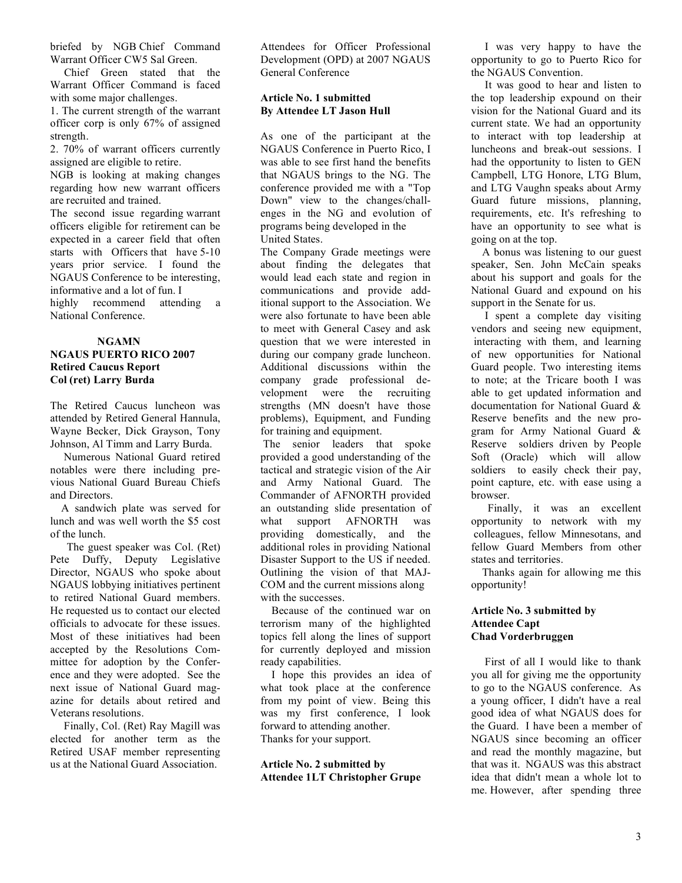briefed by NGB Chief Command Warrant Officer CW5 Sal Green.

Chief Green stated that the Warrant Officer Command is faced with some major challenges.

1. The current strength of the warrant officer corp is only 67% of assigned strength.
2. 70% of warrant officers currently assigned are eligible to retire.

NGB is looking at making changes regarding how new warrant officers are recruited and trained.

The second issue regarding warrant officers eligible for retirement can be expected in a career field that often starts with Officers that have 5-10 years prior service. I found the NGAUS Conference to be interesting, informative and a lot of fun. I highly recommend attending a National Conference.

### NGAMN NGAUS PUERTO RICO 2007 Retired Caucus Report Col (ret) Larry Burda

The Retired Caucus luncheon was attended by Retired General Hannula, Wayne Becker, Dick Grayson, Tony Johnson, Al Timm and Larry Burda.

Numerous National Guard retired notables were there including previous National Guard Bureau Chiefs and Directors.

A sandwich plate was served for lunch and was well worth the $5 cost of the lunch.

The guest speaker was Col. (Ret) Pete Duffy, Deputy Legislative Director, NGAUS who spoke about NGAUS lobbying initiatives pertinent to retired National Guard members. He requested us to contact our elected officials to advocate for these issues. Most of these initiatives had been accepted by the Resolutions Committee for adoption by the Conference and they were adopted. See the next issue of National Guard magazine for details about retired and Veterans resolutions.

Finally, Col. (Ret) Ray Magill was elected for another term as the Retired USAF member representing us at the National Guard Association.

Attendees for Officer Professional Development (OPD) at 2007 NGAUS General Conference

### Article No. 1 submitted By Attendee LT Jason Hull

As one of the participant at the NGAUS Conference in Puerto Rico, I was able to see first hand the benefits that NGAUS brings to the NG. The conference provided me with a "Top Down" view to the changes/challenges in the NG and evolution of programs being developed in the United States.

The Company Grade meetings were about finding the delegates that would lead each state and region in communications and provide additional support to the Association. We were also fortunate to have been able to meet with General Casey and ask question that we were interested in during our company grade luncheon. Additional discussions within the company grade professional development were the recruiting strengths (MN doesn't have those problems), Equipment, and Funding for training and equipment.

The senior leaders that spoke provided a good understanding of the tactical and strategic vision of the Air and Army National Guard. The Commander of AFNORTH provided an outstanding slide presentation of what support AFNORTH was providing domestically, and the additional roles in providing National Disaster Support to the US if needed. Outlining the vision of that MAJCOM and the current missions along with the successes.

Because of the continued war on terrorism many of the highlighted topics fell along the lines of support for currently deployed and mission ready capabilities.

I hope this provides an idea of what took place at the conference from my point of view. Being this was my first conference, I look forward to attending another.
Thanks for your support.

### Article No. 2 submitted by Attendee 1LT Christopher Grupe

I was very happy to have the opportunity to go to Puerto Rico for the NGAUS Convention.

It was good to hear and listen to the top leadership expound on their vision for the National Guard and its current state. We had an opportunity to interact with top leadership at luncheons and break-out sessions. I had the opportunity to listen to GEN Campbell, LTG Honore, LTG Blum, and LTG Vaughn speaks about Army Guard future missions, planning, requirements, etc. It's refreshing to have an opportunity to see what is going on at the top.

A bonus was listening to our guest speaker, Sen. John McCain speaks about his support and goals for the National Guard and expound on his support in the Senate for us.

I spent a complete day visiting vendors and seeing new equipment, interacting with them, and learning of new opportunities for National Guard people. Two interesting items to note; at the Tricare booth I was able to get updated information and documentation for National Guard & Reserve benefits and the new program for Army National Guard & Reserve soldiers driven by People Soft (Oracle) which will allow soldiers to easily check their pay, point capture, etc. with ease using a browser.

Finally, it was an excellent opportunity to network with my colleagues, fellow Minnesotans, and fellow Guard Members from other states and territories.

Thanks again for allowing me this opportunity!

### Article No. 3 submitted by Attendee Capt Chad Vorderbruggen

First of all I would like to thank you all for giving me the opportunity to go to the NGAUS conference. As a young officer, I didn't have a real good idea of what NGAUS does for the Guard. I have been a member of NGAUS since becoming an officer and read the monthly magazine, but that was it. NGAUS was this abstract idea that didn't mean a whole lot to me. However, after spending three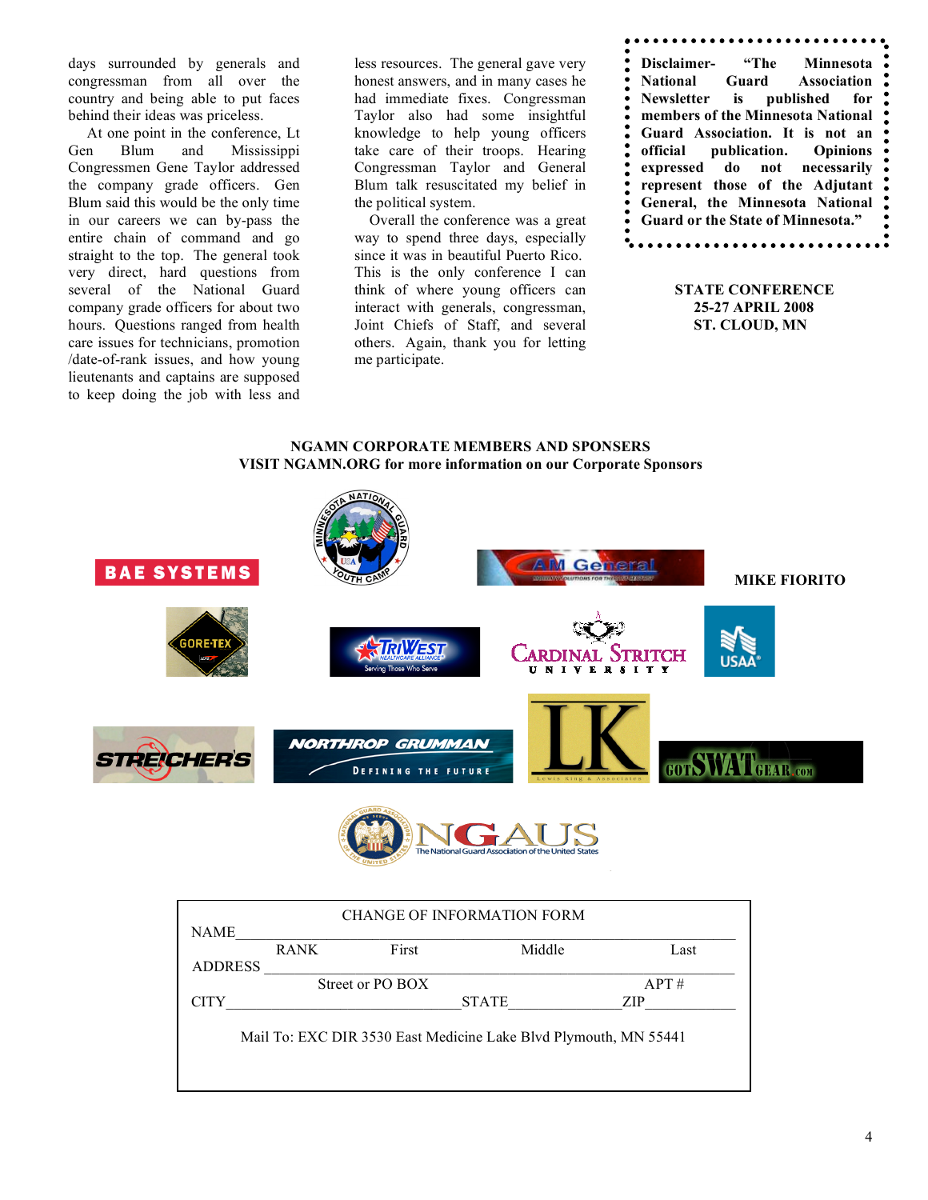days surrounded by generals and congressman from all over the country and being able to put faces behind their ideas was priceless.

At one point in the conference, Lt Gen Blum and Mississippi Congressmen Gene Taylor addressed the company grade officers. Gen Blum said this would be the only time in our careers we can by-pass the entire chain of command and go straight to the top. The general took very direct, hard questions from several of the National Guard company grade officers for about two hours. Questions ranged from health care issues for technicians, promotion /date-of-rank issues, and how young lieutenants and captains are supposed to keep doing the job with less and less resources. The general gave very honest answers, and in many cases he had immediate fixes. Congressman Taylor also had some insightful knowledge to help young officers take care of their troops. Hearing Congressman Taylor and General Blum talk resuscitated my belief in the political system.

Overall the conference was a great way to spend three days, especially since it was in beautiful Puerto Rico. This is the only conference I can think of where young officers can interact with generals, congressman, Joint Chiefs of Staff, and several others. Again, thank you for letting me participate.

**Disclaimer- "The Minnesota National Guard Association Newsletter is published for members of the Minnesota National Guard Association. It is not an official publication. Opinions expressed do not necessarily represent those of the Adjutant General, the Minnesota National Guard or the State of Minnesota."**

**STATE CONFERENCE**
**25-27 APRIL 2008**
**ST. CLOUD, MN**

**NGAMN CORPORATE MEMBERS AND SPONSERS**
**VISIT NGAMN.ORG for more information on our Corporate Sponsors**

BAE SYSTEMS

Minnesota National Guard Youth Camp

AM General

**MIKE FIORITO**

GORE-TEX

TriWest Healthcare Alliance — Serving Those Who Serve

Cardinal Stritch University

USAA

Streicher's

Northrop Grumman — Defining the Future

LK — Lewis King & Associates

GotSWATGear.com

NGAUS — The National Guard Association of the United States

CHANGE OF INFORMATION FORM

NAME_______________________________________________
RANK First Middle Last

ADDRESS ____________________________________________
Street or PO BOX APT #

CITY_____________________STATE______________ZIP___________

Mail To: EXC DIR 3530 East Medicine Lake Blvd Plymouth, MN 55441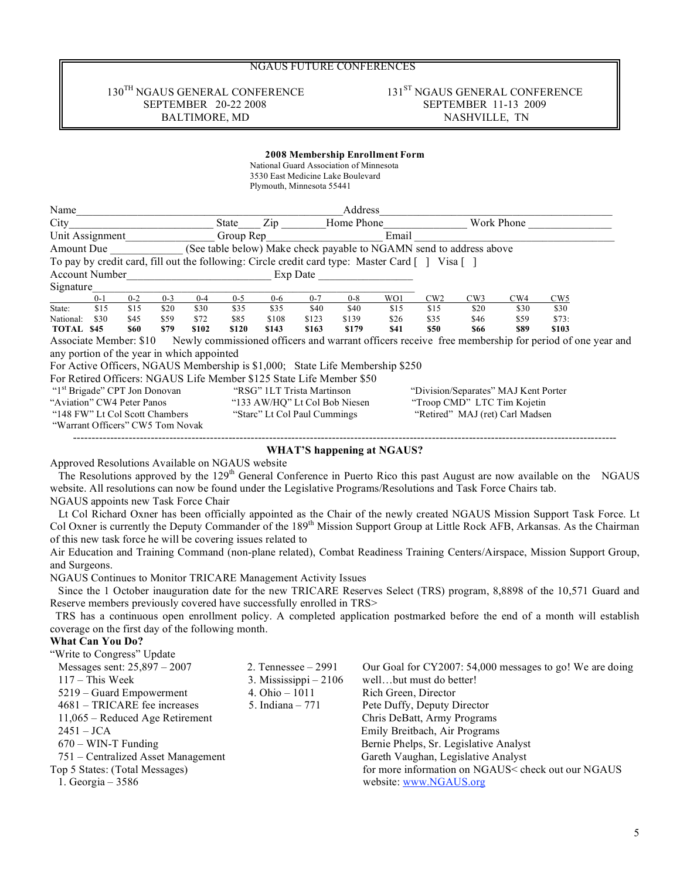## NGAUS FUTURE CONFERENCES

130[TH] NGAUS GENERAL CONFERENCE
SEPTEMBER 20-22 2008
BALTIMORE, MD

131[ST] NGAUS GENERAL CONFERENCE
SEPTEMBER 11-13 2009
NASHVILLE, TN

**2008 Membership Enrollment Form**

National Guard Association of Minnesota
3530 East Medicine Lake Boulevard
Plymouth, Minnesota 55441

Name\_\_\_\_\_\_\_\_\_\_\_\_\_\_\_\_\_\_\_\_\_\_\_\_\_\_\_\_\_\_\_\_\_\_\_\_\_\_\_\_\_\_\_\_Address\_\_\_\_\_\_\_\_\_\_\_\_\_\_\_\_\_\_\_\_\_\_\_\_\_\_\_\_\_\_\_\_\_\_\_\_\_\_\_\_

City\_\_\_\_\_\_\_\_\_\_\_\_\_\_\_\_\_\_\_\_\_\_\_\_\_ State\_\_\_\_ Zip \_\_\_\_\_\_\_\_Home Phone\_\_\_\_\_\_\_\_\_\_\_\_\_\_\_ Work Phone \_\_\_\_\_\_\_\_\_\_\_\_\_\_\_

Unit Assignment\_\_\_\_\_\_\_\_\_\_\_\_\_\_\_\_ Group Rep\_\_\_\_\_\_\_\_\_\_\_\_\_\_\_\_\_\_\_\_\_\_\_ Email \_\_\_\_\_\_\_\_\_\_\_\_\_\_\_\_\_\_\_\_\_\_\_\_\_\_\_\_\_\_\_\_\_\_\_\_\_\_

Amount Due \_\_\_\_\_\_\_\_\_\_\_\_\_ (See table below) Make check payable to NGAMN send to address above

To pay by credit card, fill out the following: Circle credit card type: Master Card [ ] Visa [ ]

Account Number\_\_\_\_\_\_\_\_\_\_\_\_\_\_\_\_\_\_\_\_\_\_\_\_\_\_\_ Exp Date \_\_\_\_\_\_\_\_\_\_\_\_\_\_\_\_\_

Signature\_\_\_\_\_\_\_\_\_\_\_\_\_\_\_\_\_\_\_\_\_\_\_\_\_\_\_\_\_\_\_\_\_\_\_\_\_\_\_\_\_\_\_\_\_\_\_\_\_\_\_\_\_\_\_\_\_\_\_\_\_\_\_\_\_\_\_\_\_\_\_\_\_\_

| | 0-1 | 0-2 | 0-3 | 0-4 | 0-5 | 0-6 | 0-7 | 0-8 | WO1 | CW2 | CW3 | CW4 | CW5 |
|---|---|---|---|---|---|---|---|---|---|---|---|---|---|
| State: | $15 | $15 | $20 | $30 | $35 | $35 | $40 | $40 | $15 | $15 | $20 | $30 | $30 |
| National: | $30 | $45 | $59 | $72 | $85 | $108 | $123 | $139 | $26 | $35 | $46 | $59 | $73: |
| **TOTAL** | **$45** | **$60** | **$79** | **$102** | **$120** | **$143** | **$163** | **$179** | **$41** | **$50** | **$66** | **$89** | **$103** |

Associate Member: $10 Newly commissioned officers and warrant officers receive free membership for period of one year and any portion of the year in which appointed

For Active Officers, NGAUS Membership is $1,000; State Life Membership $250

For Retired Officers: NGAUS Life Member $125 State Life Member $50

"1[st] Brigade" CPT Jon Donovan
"Aviation" CW4 Peter Panos
"148 FW" Lt Col Scott Chambers
"Warrant Officers" CW5 Tom Novak
"RSG" 1LT Trista Martinson
"133 AW/HQ" Lt Col Bob Niesen
"Starc" Lt Col Paul Cummings
"Division/Separates" MAJ Kent Porter
"Troop CMD" LTC Tim Kojetin
"Retired" MAJ (ret) Carl Madsen

---

## WHAT'S happening at NGAUS?

Approved Resolutions Available on NGAUS website

The Resolutions approved by the 129[th] General Conference in Puerto Rico this past August are now available on the NGAUS website. All resolutions can now be found under the Legislative Programs/Resolutions and Task Force Chairs tab.

NGAUS appoints new Task Force Chair

Lt Col Richard Oxner has been officially appointed as the Chair of the newly created NGAUS Mission Support Task Force. Lt Col Oxner is currently the Deputy Commander of the 189[th] Mission Support Group at Little Rock AFB, Arkansas. As the Chairman of this new task force he will be covering issues related to

Air Education and Training Command (non-plane related), Combat Readiness Training Centers/Airspace, Mission Support Group, and Surgeons.

NGAUS Continues to Monitor TRICARE Management Activity Issues

Since the 1 October inauguration date for the new TRICARE Reserves Select (TRS) program, 8,8898 of the 10,571 Guard and Reserve members previously covered have successfully enrolled in TRS>

TRS has a continuous open enrollment policy. A completed application postmarked before the end of a month will establish coverage on the first day of the following month.

**What Can You Do?**

"Write to Congress" Update

Messages sent: 25,897 – 2007
117 – This Week
5219 – Guard Empowerment
4681 – TRICARE fee increases
11,065 – Reduced Age Retirement
2451 – JCA
670 – WIN-T Funding
751 – Centralized Asset Management

Top 5 States: (Total Messages)

1. Georgia – 3586
2. Tennessee – 2991
3. Mississippi – 2106
4. Ohio – 1011
5. Indiana – 771

Our Goal for CY2007: 54,000 messages to go! We are doing well…but must do better!

Rich Green, Director
Pete Duffy, Deputy Director
Chris DeBatt, Army Programs
Emily Breitbach, Air Programs
Bernie Phelps, Sr. Legislative Analyst
Gareth Vaughan, Legislative Analyst

for more information on NGAUS< check out our NGAUS website: www.NGAUS.org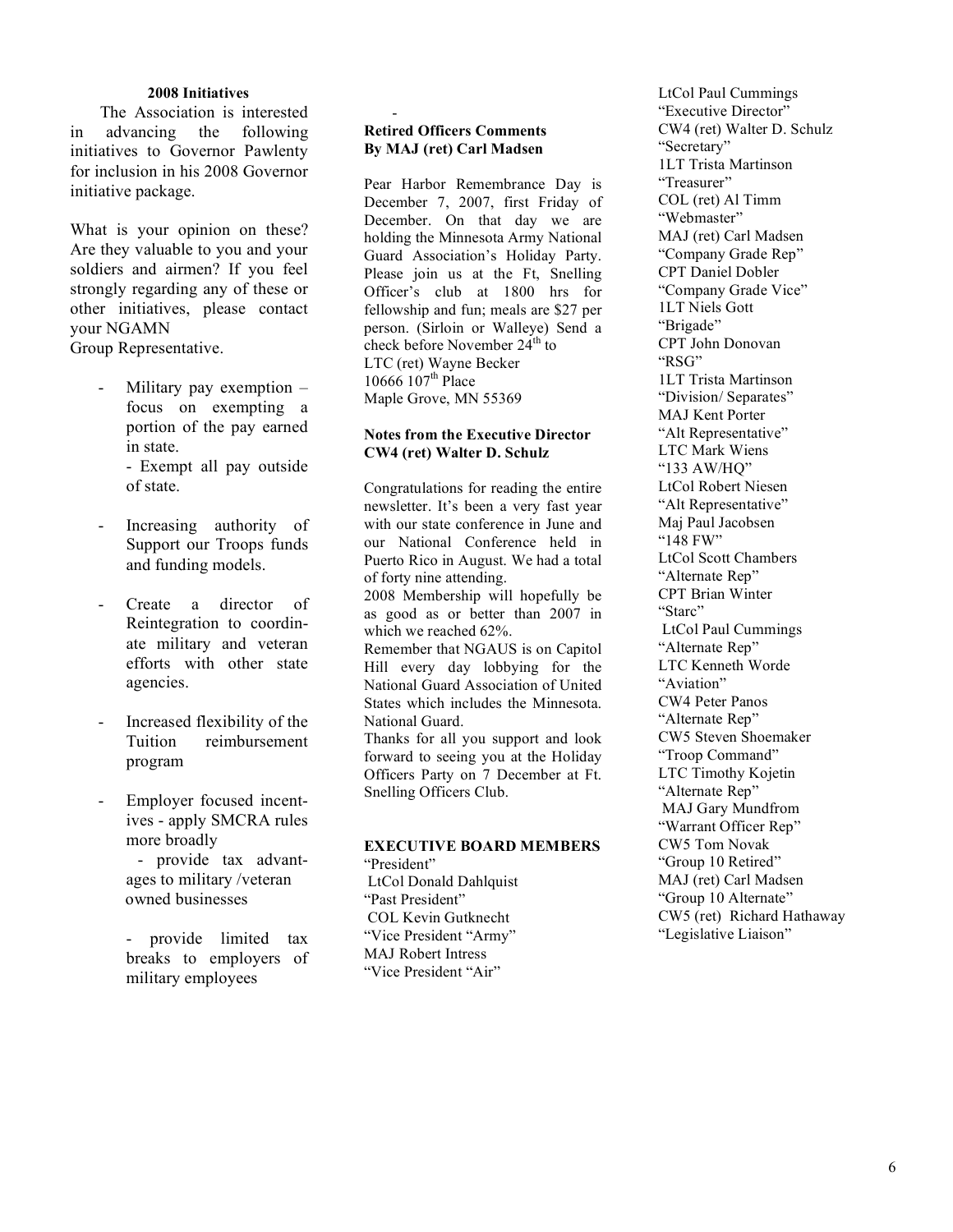### 2008 Initiatives

The Association is interested in advancing the following initiatives to Governor Pawlenty for inclusion in his 2008 Governor initiative package.

What is your opinion on these? Are they valuable to you and your soldiers and airmen? If you feel strongly regarding any of these or other initiatives, please contact your NGAMN Group Representative.

- Military pay exemption – focus on exempting a portion of the pay earned in state.
  - Exempt all pay outside of state.
- Increasing authority of Support our Troops funds and funding models.
- Create a director of Reintegration to coordinate military and veteran efforts with other state agencies.
- Increased flexibility of the Tuition reimbursement program
- Employer focused incentives - apply SMCRA rules more broadly
  - provide tax advantages to military /veteran owned businesses
  - provide limited tax breaks to employers of military employees

-

### Retired Officers Comments
**By MAJ (ret) Carl Madsen**

Pear Harbor Remembrance Day is December 7, 2007, first Friday of December. On that day we are holding the Minnesota Army National Guard Association's Holiday Party. Please join us at the Ft, Snelling Officer's club at 1800 hrs for fellowship and fun; meals are $27 per person. (Sirloin or Walleye) Send a check before November 24th to
LTC (ret) Wayne Becker
10666 107th Place
Maple Grove, MN 55369

### Notes from the Executive Director
**CW4 (ret) Walter D. Schulz**

Congratulations for reading the entire newsletter. It's been a very fast year with our state conference in June and our National Conference held in Puerto Rico in August. We had a total of forty nine attending.

2008 Membership will hopefully be as good as or better than 2007 in which we reached 62%.

Remember that NGAUS is on Capitol Hill every day lobbying for the National Guard Association of United States which includes the Minnesota. National Guard.

Thanks for all you support and look forward to seeing you at the Holiday Officers Party on 7 December at Ft. Snelling Officers Club.

### EXECUTIVE BOARD MEMBERS

"President"
LtCol Donald Dahlquist
"Past President"
COL Kevin Gutknecht
"Vice President "Army"
MAJ Robert Intress
"Vice President "Air"
LtCol Paul Cummings
"Executive Director"
CW4 (ret) Walter D. Schulz
"Secretary"
1LT Trista Martinson
"Treasurer"
COL (ret) Al Timm
"Webmaster"
MAJ (ret) Carl Madsen
"Company Grade Rep"
CPT Daniel Dobler
"Company Grade Vice"
1LT Niels Gott
"Brigade"
CPT John Donovan
"RSG"
1LT Trista Martinson
"Division/ Separates"
MAJ Kent Porter
"Alt Representative"
LTC Mark Wiens
"133 AW/HQ"
LtCol Robert Niesen
"Alt Representative"
Maj Paul Jacobsen
"148 FW"
LtCol Scott Chambers
"Alternate Rep"
CPT Brian Winter
"Starc"
LtCol Paul Cummings
"Alternate Rep"
LTC Kenneth Worde
"Aviation"
CW4 Peter Panos
"Alternate Rep"
CW5 Steven Shoemaker
"Troop Command"
LTC Timothy Kojetin
"Alternate Rep"
MAJ Gary Mundfrom
"Warrant Officer Rep"
CW5 Tom Novak
"Group 10 Retired"
MAJ (ret) Carl Madsen
"Group 10 Alternate"
CW5 (ret) Richard Hathaway
"Legislative Liaison"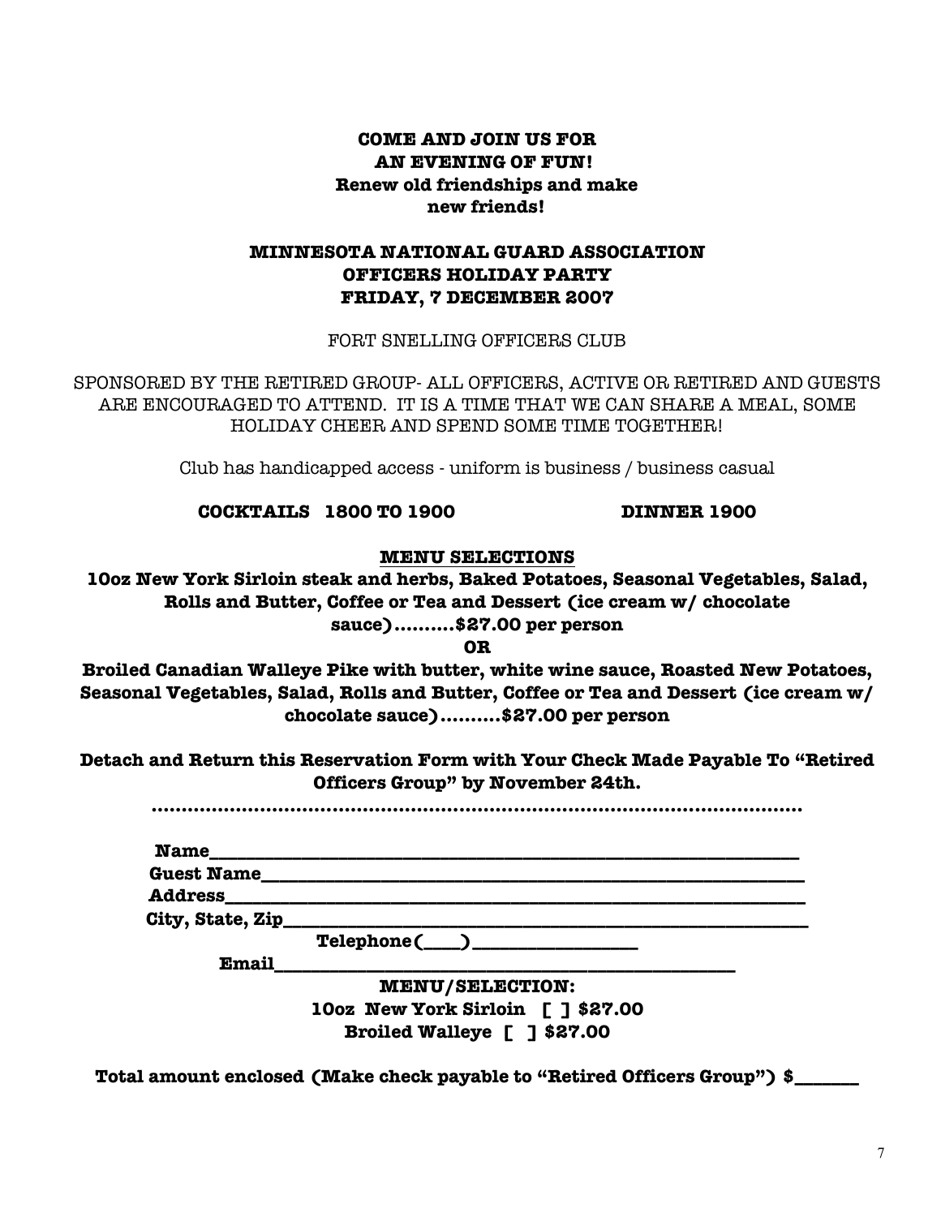**COME AND JOIN US FOR**
**AN EVENING OF FUN!**
**Renew old friendships and make**
**new friends!**

## MINNESOTA NATIONAL GUARD ASSOCIATION OFFICERS HOLIDAY PARTY FRIDAY, 7 DECEMBER 2007

FORT SNELLING OFFICERS CLUB

SPONSORED BY THE RETIRED GROUP- ALL OFFICERS, ACTIVE OR RETIRED AND GUESTS ARE ENCOURAGED TO ATTEND. IT IS A TIME THAT WE CAN SHARE A MEAL, SOME HOLIDAY CHEER AND SPEND SOME TIME TOGETHER!

Club has handicapped access - uniform is business / business casual

**COCKTAILS 1800 TO 1900** **DINNER 1900**

**MENU SELECTIONS**

**10oz New York Sirloin steak and herbs, Baked Potatoes, Seasonal Vegetables, Salad, Rolls and Butter, Coffee or Tea and Dessert (ice cream w/ chocolate sauce)..........$27.00 per person**

**OR**

**Broiled Canadian Walleye Pike with butter, white wine sauce, Roasted New Potatoes, Seasonal Vegetables, Salad, Rolls and Butter, Coffee or Tea and Dessert (ice cream w/ chocolate sauce)..........$27.00 per person**

**Detach and Return this Reservation Form with Your Check Made Payable To "Retired Officers Group" by November 24th.**

.................................................................................................................

**Name**_______________________________________________________________

**Guest Name**___________________________________________________________

**Address**______________________________________________________________

**City, State, Zip**_______________________________________________________

**Telephone(____)**_________________

**Email**__________________________________________________

**MENU/SELECTION:**

**10oz New York Sirloin [ ] $27.00**

**Broiled Walleye [ ] $27.00**

**Total amount enclosed (Make check payable to "Retired Officers Group") $_______**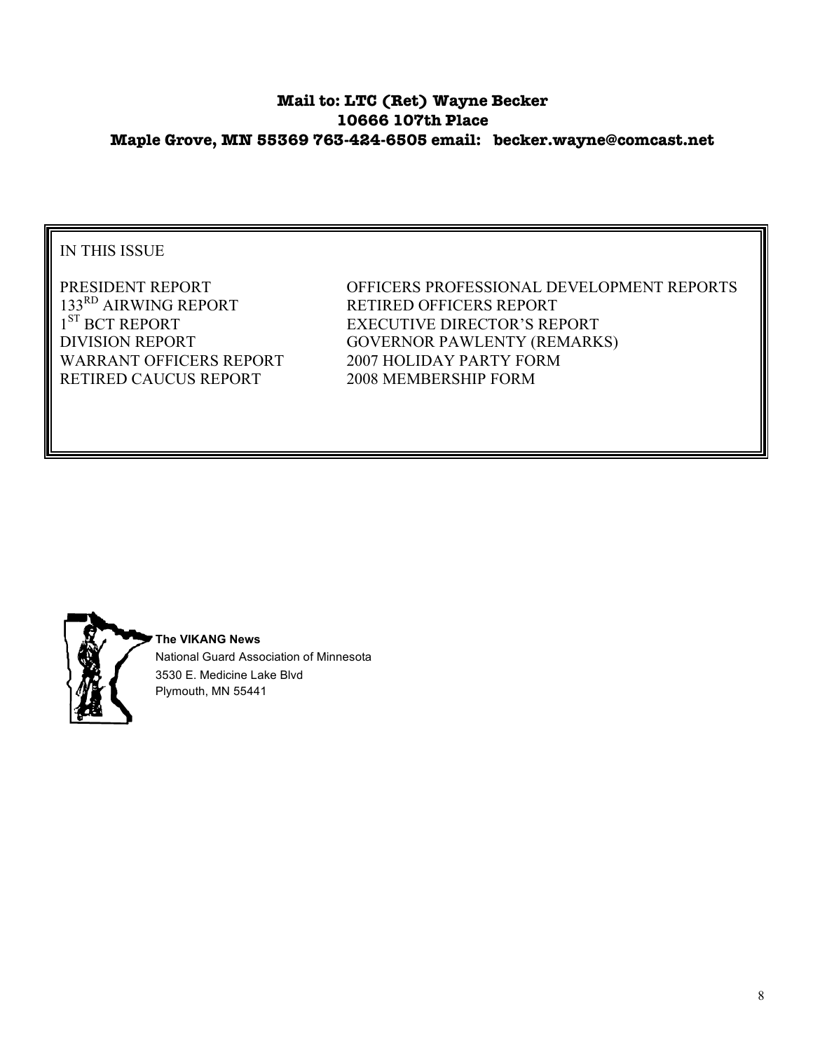**Mail to: LTC (Ret) Wayne Becker**
**10666 107th Place**
**Maple Grove, MN 55369 763-424-6505 email: becker.wayne@comcast.net**

IN THIS ISSUE

| | |
|---|---|
| PRESIDENT REPORT | OFFICERS PROFESSIONAL DEVELOPMENT REPORTS |
| 133RD AIRWING REPORT | RETIRED OFFICERS REPORT |
| 1ST BCT REPORT | EXECUTIVE DIRECTOR'S REPORT |
| DIVISION REPORT | GOVERNOR PAWLENTY (REMARKS) |
| WARRANT OFFICERS REPORT | 2007 HOLIDAY PARTY FORM |
| RETIRED CAUCUS REPORT | 2008 MEMBERSHIP FORM |

**The VIKANG News**
National Guard Association of Minnesota
3530 E. Medicine Lake Blvd
Plymouth, MN 55441